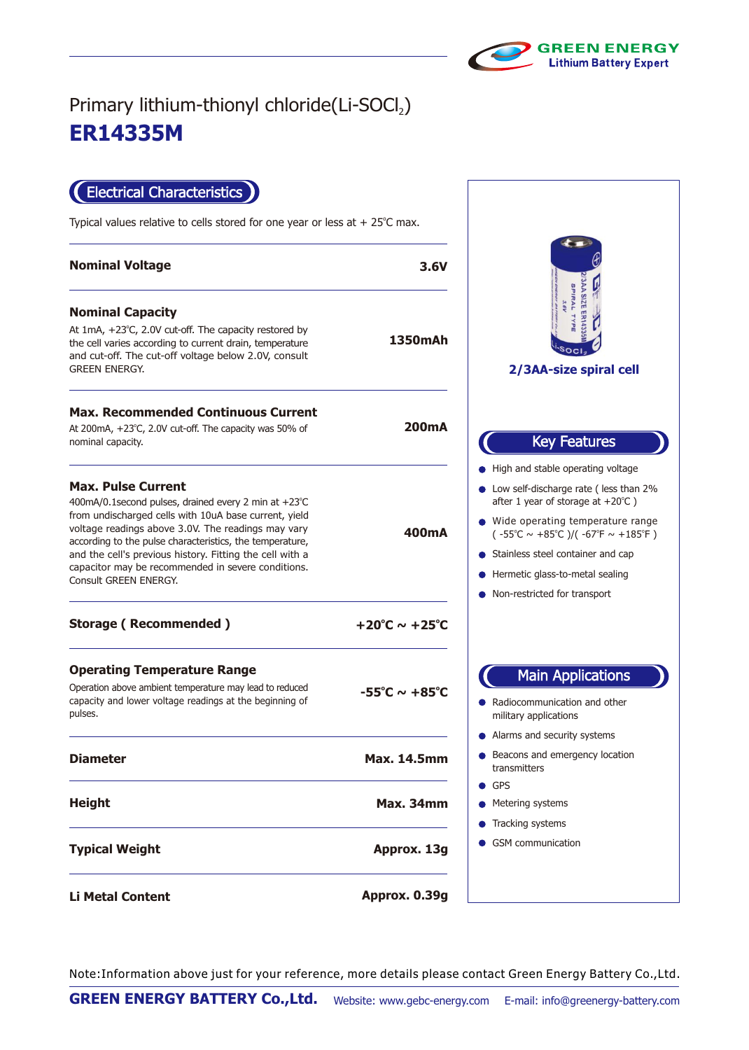# Primary lithium-thionyl chloride($Li-SOCl_2$)

# ER14335M

## Electrical Characteristics

Typical values relative to cells stored for one year or less at + 25℃ max.

| Parameter | Value |
|---|---|
| **Nominal Voltage** | **3.6V** |
| **Nominal Capacity**<br>At 1mA, +23℃, 2.0V cut-off. The capacity restored by the cell varies according to current drain, temperature and cut-off. The cut-off voltage below 2.0V, consult GREEN ENERGY. | **1350mAh** |
| **Max. Recommended Continuous Current**<br>At 200mA, +23℃, 2.0V cut-off. The capacity was 50% of nominal capacity. | **200mA** |
| **Max. Pulse Current**<br>400mA/0.1second pulses, drained every 2 min at +23℃ from undischarged cells with 10uA base current, yield voltage readings above 3.0V. The readings may vary according to the pulse characteristics, the temperature, and the cell's previous history. Fitting the cell with a capacitor may be recommended in severe conditions. Consult GREEN ENERGY. | **400mA** |
| **Storage ( Recommended )** | **+20℃ ~ +25℃** |
| **Operating Temperature Range**<br>Operation above ambient temperature may lead to reduced capacity and lower voltage readings at the beginning of pulses. | **-55℃ ~ +85℃** |
| **Diameter** | **Max. 14.5mm** |
| **Height** | **Max. 34mm** |
| **Typical Weight** | **Approx. 13g** |
| **Li Metal Content** | **Approx. 0.39g** |

**2/3AA-size spiral cell**

## Key Features

- High and stable operating voltage
- Low self-discharge rate ( less than 2% after 1 year of storage at +20℃ )
- Wide operating temperature range ( -55℃ ~ +85℃ )/( -67℉ ~ +185℉ )
- Stainless steel container and cap
- Hermetic glass-to-metal sealing
- Non-restricted for transport

## Main Applications

- Radiocommunication and other military applications
- Alarms and security systems
- Beacons and emergency location transmitters
- GPS
- Metering systems
- Tracking systems
- GSM communication

Note:Information above just for your reference, more details please contact Green Energy Battery Co.,Ltd.

**GREEN ENERGY BATTERY Co.,Ltd.** Website: www.gebc-energy.com E-mail: info@greenergy-battery.com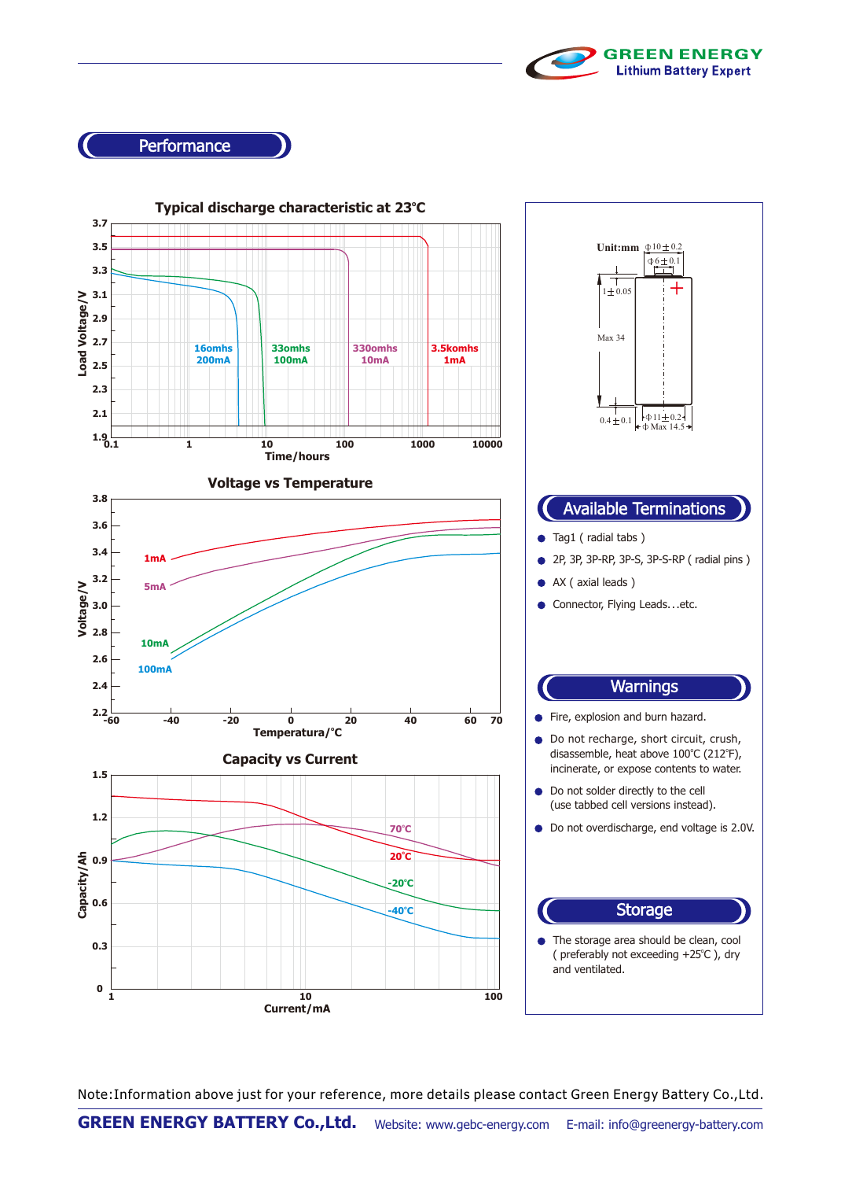## Performance

### Typical discharge characteristic at 23℃

Load Voltage/V

3.7
3.5
3.3
3.1
2.9
2.7
2.5
2.3
2.1
1.9

16omhs 200mA
33omhs 100mA
330omhs 10mA
3.5komhs 1mA

0.1 1 10 100 1000 10000

Time/hours

### Voltage vs Temperature

Voltage/V

3.8
3.6
3.4
3.2
3.0
2.8
2.6
2.4
2.2

1mA
5mA
10mA
100mA

-60 -40 -20 0 20 40 60 70

Temperatura/℃

### Capacity vs Current

Capacity/Ah

1.5
1.2
0.9
0.6
0.3
0

70℃
20℃
-20℃
-40℃

1 10 100

Current/mA

Unit:mm
Φ10±0.2
Φ6±0.1
1±0.05
Max 34
0.4±0.1
Φ11±0.2
Φ Max 14.5

## Available Terminations

- Tag1 ( radial tabs )
- 2P, 3P, 3P-RP, 3P-S, 3P-S-RP ( radial pins )
- AX ( axial leads )
- Connector, Flying Leads…etc.

## Warnings

- Fire, explosion and burn hazard.
- Do not recharge, short circuit, crush, disassemble, heat above 100℃ (212℉), incinerate, or expose contents to water.
- Do not solder directly to the cell (use tabbed cell versions instead).
- Do not overdischarge, end voltage is 2.0V.

## Storage

- The storage area should be clean, cool ( preferably not exceeding +25℃ ), dry and ventilated.

Note:Information above just for your reference, more details please contact Green Energy Battery Co.,Ltd.

**GREEN ENERGY BATTERY Co.,Ltd.** Website: www.gebc-energy.com E-mail: info@greenergy-battery.com